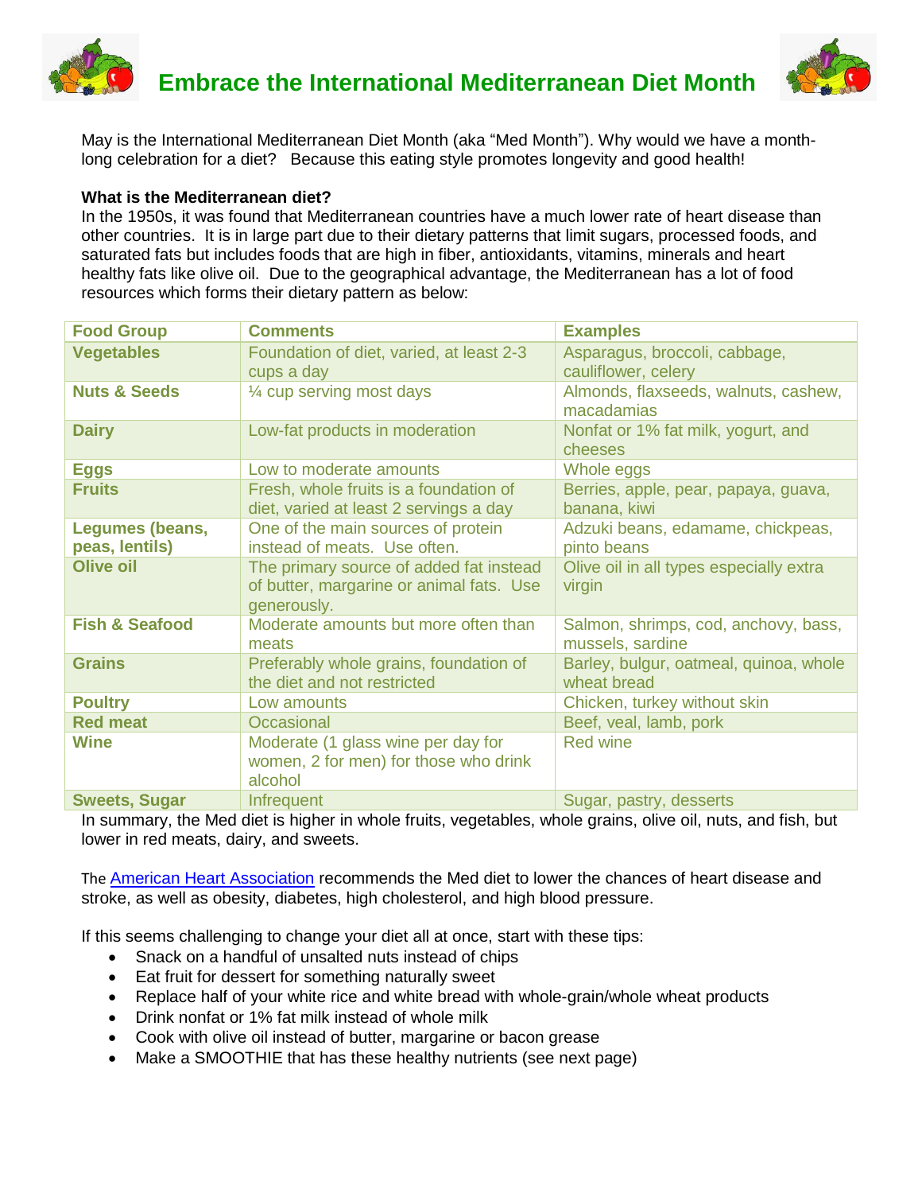# Embrace the International Mediterranean Diet Month

May is the International Mediterranean Diet Month (aka "Med Month"). Why would we have a month-long celebration for a diet? Because this eating style promotes longevity and good health!

**What is the Mediterranean diet?**

In the 1950s, it was found that Mediterranean countries have a much lower rate of heart disease than other countries. It is in large part due to their dietary patterns that limit sugars, processed foods, and saturated fats but includes foods that are high in fiber, antioxidants, vitamins, minerals and heart healthy fats like olive oil. Due to the geographical advantage, the Mediterranean has a lot of food resources which forms their dietary pattern as below:

| Food Group | Comments | Examples |
|---|---|---|
| **Vegetables** | Foundation of diet, varied, at least 2-3 cups a day | Asparagus, broccoli, cabbage, cauliflower, celery |
| **Nuts & Seeds** | ¼ cup serving most days | Almonds, flaxseeds, walnuts, cashew, macadamias |
| **Dairy** | Low-fat products in moderation | Nonfat or 1% fat milk, yogurt, and cheeses |
| **Eggs** | Low to moderate amounts | Whole eggs |
| **Fruits** | Fresh, whole fruits is a foundation of diet, varied at least 2 servings a day | Berries, apple, pear, papaya, guava, banana, kiwi |
| **Legumes (beans, peas, lentils)** | One of the main sources of protein instead of meats. Use often. | Adzuki beans, edamame, chickpeas, pinto beans |
| **Olive oil** | The primary source of added fat instead of butter, margarine or animal fats. Use generously. | Olive oil in all types especially extra virgin |
| **Fish & Seafood** | Moderate amounts but more often than meats | Salmon, shrimps, cod, anchovy, bass, mussels, sardine |
| **Grains** | Preferably whole grains, foundation of the diet and not restricted | Barley, bulgur, oatmeal, quinoa, whole wheat bread |
| **Poultry** | Low amounts | Chicken, turkey without skin |
| **Red meat** | Occasional | Beef, veal, lamb, pork |
| **Wine** | Moderate (1 glass wine per day for women, 2 for men) for those who drink alcohol | Red wine |
| **Sweets, Sugar** | Infrequent | Sugar, pastry, desserts |

In summary, the Med diet is higher in whole fruits, vegetables, whole grains, olive oil, nuts, and fish, but lower in red meats, dairy, and sweets.

The American Heart Association recommends the Med diet to lower the chances of heart disease and stroke, as well as obesity, diabetes, high cholesterol, and high blood pressure.

If this seems challenging to change your diet all at once, start with these tips:

- Snack on a handful of unsalted nuts instead of chips
- Eat fruit for dessert for something naturally sweet
- Replace half of your white rice and white bread with whole-grain/whole wheat products
- Drink nonfat or 1% fat milk instead of whole milk
- Cook with olive oil instead of butter, margarine or bacon grease
- Make a SMOOTHIE that has these healthy nutrients (see next page)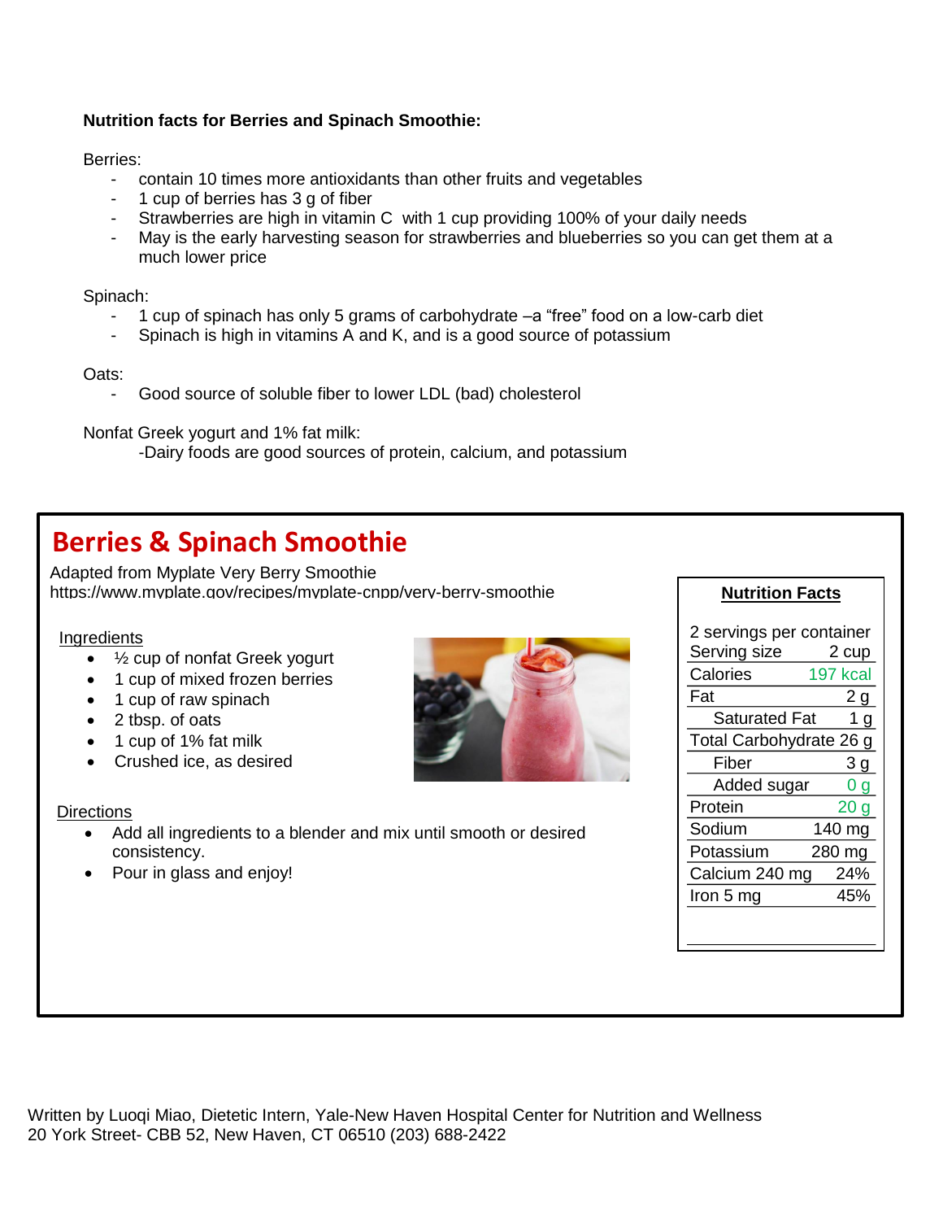**Nutrition facts for Berries and Spinach Smoothie:**

Berries:

- contain 10 times more antioxidants than other fruits and vegetables
- 1 cup of berries has 3 g of fiber
- Strawberries are high in vitamin C with 1 cup providing 100% of your daily needs
- May is the early harvesting season for strawberries and blueberries so you can get them at a much lower price

Spinach:

- 1 cup of spinach has only 5 grams of carbohydrate –a "free" food on a low-carb diet
- Spinach is high in vitamins A and K, and is a good source of potassium

Oats:

- Good source of soluble fiber to lower LDL (bad) cholesterol

Nonfat Greek yogurt and 1% fat milk:

-Dairy foods are good sources of protein, calcium, and potassium

# Berries & Spinach Smoothie

Adapted from Myplate Very Berry Smoothie
https://www.myplate.gov/recipes/myplate-cnpp/very-berry-smoothie

Ingredients

- ½ cup of nonfat Greek yogurt
- 1 cup of mixed frozen berries
- 1 cup of raw spinach
- 2 tbsp. of oats
- 1 cup of 1% fat milk
- Crushed ice, as desired

Directions

- Add all ingredients to a blender and mix until smooth or desired consistency.
- Pour in glass and enjoy!

**Nutrition Facts**

2 servings per container

| | |
|---|---|
| Serving size | 2 cup |
| Calories | 197 kcal |
| Fat | 2 g |
| Saturated Fat | 1 g |
| Total Carbohydrate | 26 g |
| Fiber | 3 g |
| Added sugar | 0 g |
| Protein | 20 g |
| Sodium | 140 mg |
| Potassium | 280 mg |
| Calcium 240 mg | 24% |
| Iron 5 mg | 45% |

Written by Luoqi Miao, Dietetic Intern, Yale-New Haven Hospital Center for Nutrition and Wellness
20 York Street- CBB 52, New Haven, CT 06510 (203) 688-2422